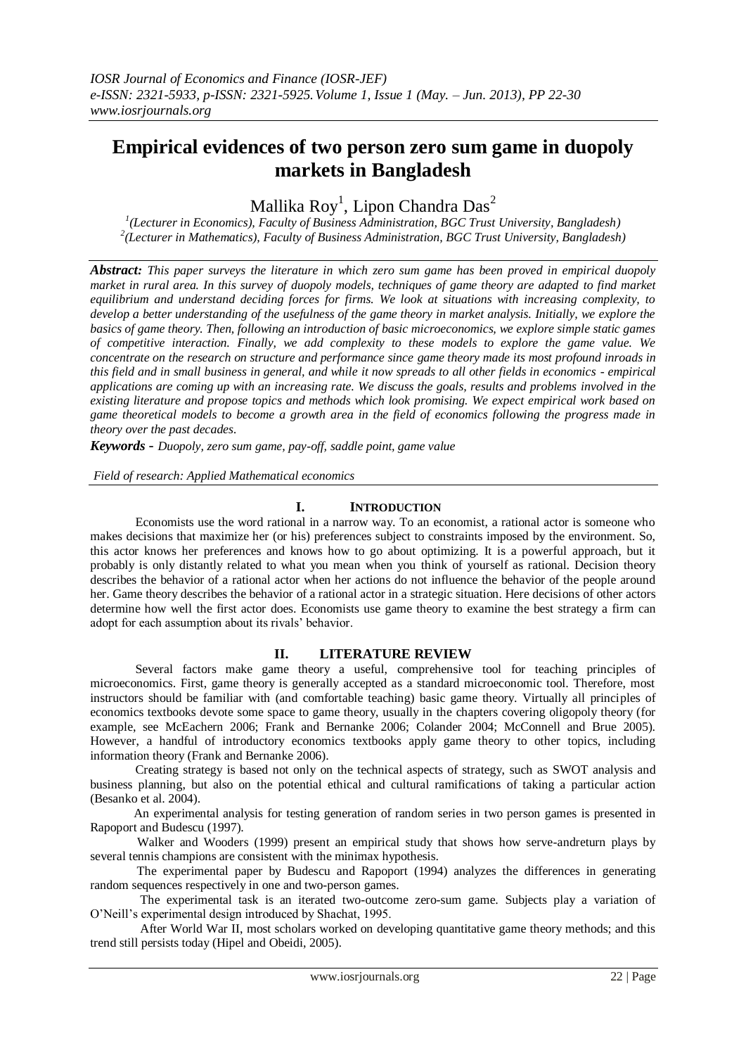# Empirical evidences of two person zero sum game in duopoly markets in Bangladesh

Mallika Roy[1], Lipon Chandra Das[2]

[1](Lecturer in Economics), Faculty of Business Administration, BGC Trust University, Bangladesh)
[2](Lecturer in Mathematics), Faculty of Business Administration, BGC Trust University, Bangladesh)

***Abstract:*** *This paper surveys the literature in which zero sum game has been proved in empirical duopoly market in rural area. In this survey of duopoly models, techniques of game theory are adapted to find market equilibrium and understand deciding forces for firms. We look at situations with increasing complexity, to develop a better understanding of the usefulness of the game theory in market analysis. Initially, we explore the basics of game theory. Then, following an introduction of basic microeconomics, we explore simple static games of competitive interaction. Finally, we add complexity to these models to explore the game value. We concentrate on the research on structure and performance since game theory made its most profound inroads in this field and in small business in general, and while it now spreads to all other fields in economics - empirical applications are coming up with an increasing rate. We discuss the goals, results and problems involved in the existing literature and propose topics and methods which look promising. We expect empirical work based on game theoretical models to become a growth area in the field of economics following the progress made in theory over the past decades.*

***Keywords -*** *Duopoly, zero sum game, pay-off, saddle point, game value*

*Field of research: Applied Mathematical economics*

## I. INTRODUCTION

Economists use the word rational in a narrow way. To an economist, a rational actor is someone who makes decisions that maximize her (or his) preferences subject to constraints imposed by the environment. So, this actor knows her preferences and knows how to go about optimizing. It is a powerful approach, but it probably is only distantly related to what you mean when you think of yourself as rational. Decision theory describes the behavior of a rational actor when her actions do not influence the behavior of the people around her. Game theory describes the behavior of a rational actor in a strategic situation. Here decisions of other actors determine how well the first actor does. Economists use game theory to examine the best strategy a firm can adopt for each assumption about its rivals' behavior.

## II. LITERATURE REVIEW

Several factors make game theory a useful, comprehensive tool for teaching principles of microeconomics. First, game theory is generally accepted as a standard microeconomic tool. Therefore, most instructors should be familiar with (and comfortable teaching) basic game theory. Virtually all principles of economics textbooks devote some space to game theory, usually in the chapters covering oligopoly theory (for example, see McEachern 2006; Frank and Bernanke 2006; Colander 2004; McConnell and Brue 2005). However, a handful of introductory economics textbooks apply game theory to other topics, including information theory (Frank and Bernanke 2006).

Creating strategy is based not only on the technical aspects of strategy, such as SWOT analysis and business planning, but also on the potential ethical and cultural ramifications of taking a particular action (Besanko et al. 2004).

An experimental analysis for testing generation of random series in two person games is presented in Rapoport and Budescu (1997).

Walker and Wooders (1999) present an empirical study that shows how serve-andreturn plays by several tennis champions are consistent with the minimax hypothesis.

The experimental paper by Budescu and Rapoport (1994) analyzes the differences in generating random sequences respectively in one and two-person games.

The experimental task is an iterated two-outcome zero-sum game. Subjects play a variation of O'Neill's experimental design introduced by Shachat, 1995.

After World War II, most scholars worked on developing quantitative game theory methods; and this trend still persists today (Hipel and Obeidi, 2005).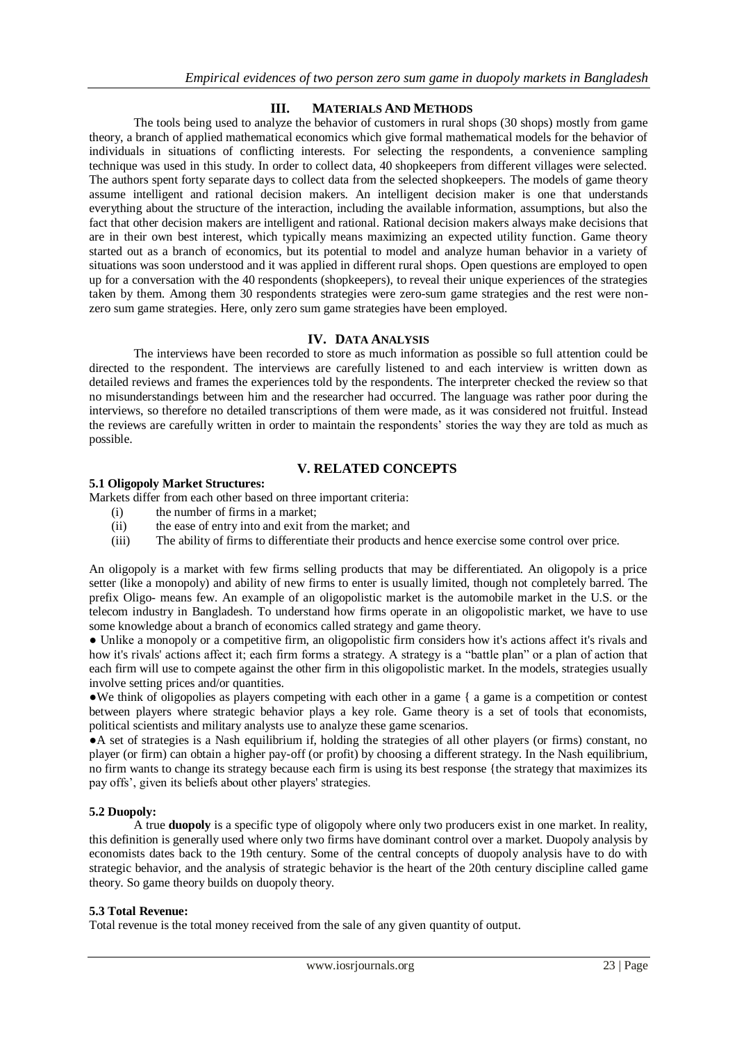## III. MATERIALS AND METHODS

The tools being used to analyze the behavior of customers in rural shops (30 shops) mostly from game theory, a branch of applied mathematical economics which give formal mathematical models for the behavior of individuals in situations of conflicting interests. For selecting the respondents, a convenience sampling technique was used in this study. In order to collect data, 40 shopkeepers from different villages were selected. The authors spent forty separate days to collect data from the selected shopkeepers. The models of game theory assume intelligent and rational decision makers. An intelligent decision maker is one that understands everything about the structure of the interaction, including the available information, assumptions, but also the fact that other decision makers are intelligent and rational. Rational decision makers always make decisions that are in their own best interest, which typically means maximizing an expected utility function. Game theory started out as a branch of economics, but its potential to model and analyze human behavior in a variety of situations was soon understood and it was applied in different rural shops. Open questions are employed to open up for a conversation with the 40 respondents (shopkeepers), to reveal their unique experiences of the strategies taken by them. Among them 30 respondents strategies were zero-sum game strategies and the rest were non-zero sum game strategies. Here, only zero sum game strategies have been employed.

## IV. DATA ANALYSIS

The interviews have been recorded to store as much information as possible so full attention could be directed to the respondent. The interviews are carefully listened to and each interview is written down as detailed reviews and frames the experiences told by the respondents. The interpreter checked the review so that no misunderstandings between him and the researcher had occurred. The language was rather poor during the interviews, so therefore no detailed transcriptions of them were made, as it was considered not fruitful. Instead the reviews are carefully written in order to maintain the respondents' stories the way they are told as much as possible.

## V. RELATED CONCEPTS

### 5.1 Oligopoly Market Structures:

Markets differ from each other based on three important criteria:

(i) the number of firms in a market;
(ii) the ease of entry into and exit from the market; and
(iii) The ability of firms to differentiate their products and hence exercise some control over price.

An oligopoly is a market with few firms selling products that may be differentiated. An oligopoly is a price setter (like a monopoly) and ability of new firms to enter is usually limited, though not completely barred. The prefix Oligo- means few. An example of an oligopolistic market is the automobile market in the U.S. or the telecom industry in Bangladesh. To understand how firms operate in an oligopolistic market, we have to use some knowledge about a branch of economics called strategy and game theory.

● Unlike a monopoly or a competitive firm, an oligopolistic firm considers how it's actions affect it's rivals and how it's rivals' actions affect it; each firm forms a strategy. A strategy is a "battle plan" or a plan of action that each firm will use to compete against the other firm in this oligopolistic market. In the models, strategies usually involve setting prices and/or quantities.

●We think of oligopolies as players competing with each other in a game { a game is a competition or contest between players where strategic behavior plays a key role. Game theory is a set of tools that economists, political scientists and military analysts use to analyze these game scenarios.

●A set of strategies is a Nash equilibrium if, holding the strategies of all other players (or firms) constant, no player (or firm) can obtain a higher pay-off (or profit) by choosing a different strategy. In the Nash equilibrium, no firm wants to change its strategy because each firm is using its best response {the strategy that maximizes its pay offs', given its beliefs about other players' strategies.

### 5.2 Duopoly:

A true **duopoly** is a specific type of oligopoly where only two producers exist in one market. In reality, this definition is generally used where only two firms have dominant control over a market. Duopoly analysis by economists dates back to the 19th century. Some of the central concepts of duopoly analysis have to do with strategic behavior, and the analysis of strategic behavior is the heart of the 20th century discipline called game theory. So game theory builds on duopoly theory.

### 5.3 Total Revenue:

Total revenue is the total money received from the sale of any given quantity of output.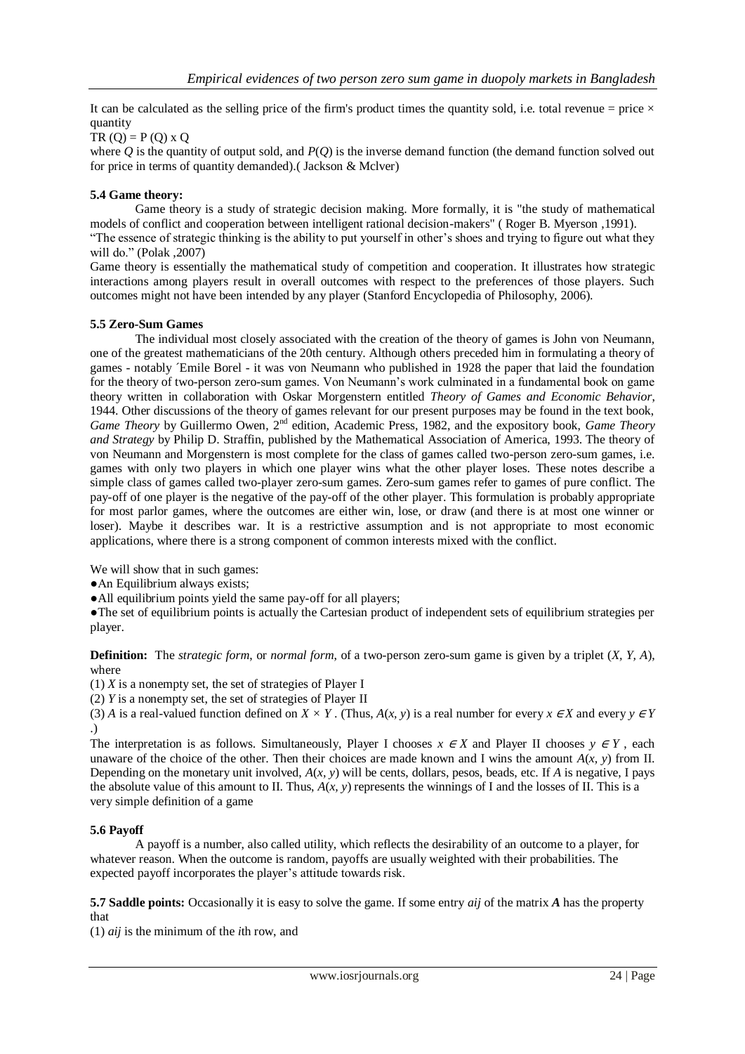It can be calculated as the selling price of the firm's product times the quantity sold, i.e. total revenue = price × quantity

TR (Q) = P (Q) x Q

where $Q$ is the quantity of output sold, and $P(Q)$ is the inverse demand function (the demand function solved out for price in terms of quantity demanded).( Jackson & Mclver)

### 5.4 Game theory:

Game theory is a study of strategic decision making. More formally, it is "the study of mathematical models of conflict and cooperation between intelligent rational decision-makers" ( Roger B. Myerson ,1991).

"The essence of strategic thinking is the ability to put yourself in other's shoes and trying to figure out what they will do." (Polak ,2007)

Game theory is essentially the mathematical study of competition and cooperation. It illustrates how strategic interactions among players result in overall outcomes with respect to the preferences of those players. Such outcomes might not have been intended by any player (Stanford Encyclopedia of Philosophy, 2006).

### 5.5 Zero-Sum Games

The individual most closely associated with the creation of the theory of games is John von Neumann, one of the greatest mathematicians of the 20th century. Although others preceded him in formulating a theory of games - notably ´Emile Borel - it was von Neumann who published in 1928 the paper that laid the foundation for the theory of two-person zero-sum games. Von Neumann's work culminated in a fundamental book on game theory written in collaboration with Oskar Morgenstern entitled *Theory of Games and Economic Behavior*, 1944. Other discussions of the theory of games relevant for our present purposes may be found in the text book, *Game Theory* by Guillermo Owen, 2nd edition, Academic Press, 1982, and the expository book, *Game Theory and Strategy* by Philip D. Straffin, published by the Mathematical Association of America, 1993. The theory of von Neumann and Morgenstern is most complete for the class of games called two-person zero-sum games, i.e. games with only two players in which one player wins what the other player loses. These notes describe a simple class of games called two-player zero-sum games. Zero-sum games refer to games of pure conflict. The pay-off of one player is the negative of the pay-off of the other player. This formulation is probably appropriate for most parlor games, where the outcomes are either win, lose, or draw (and there is at most one winner or loser). Maybe it describes war. It is a restrictive assumption and is not appropriate to most economic applications, where there is a strong component of common interests mixed with the conflict.

We will show that in such games:

- An Equilibrium always exists;
- All equilibrium points yield the same pay-off for all players;
- The set of equilibrium points is actually the Cartesian product of independent sets of equilibrium strategies per player.

**Definition:** The *strategic form*, or *normal form*, of a two-person zero-sum game is given by a triplet $(X, Y, A)$, where

(1) $X$ is a nonempty set, the set of strategies of Player I

(2) $Y$ is a nonempty set, the set of strategies of Player II

(3) $A$ is a real-valued function defined on $X \times Y$ . (Thus, $A(x, y)$ is a real number for every $x \in X$ and every $y \in Y$ .)

The interpretation is as follows. Simultaneously, Player I chooses $x \in X$ and Player II chooses $y \in Y$ , each unaware of the choice of the other. Then their choices are made known and I wins the amount $A(x, y)$ from II. Depending on the monetary unit involved, $A(x, y)$ will be cents, dollars, pesos, beads, etc. If $A$ is negative, I pays the absolute value of this amount to II. Thus, $A(x, y)$ represents the winnings of I and the losses of II. This is a very simple definition of a game

### 5.6 Payoff

A payoff is a number, also called utility, which reflects the desirability of an outcome to a player, for whatever reason. When the outcome is random, payoffs are usually weighted with their probabilities. The expected payoff incorporates the player's attitude towards risk.

**5.7 Saddle points:** Occasionally it is easy to solve the game. If some entry $a_{ij}$ of the matrix $\boldsymbol{A}$ has the property that

(1) $a_{ij}$ is the minimum of the $i$th row, and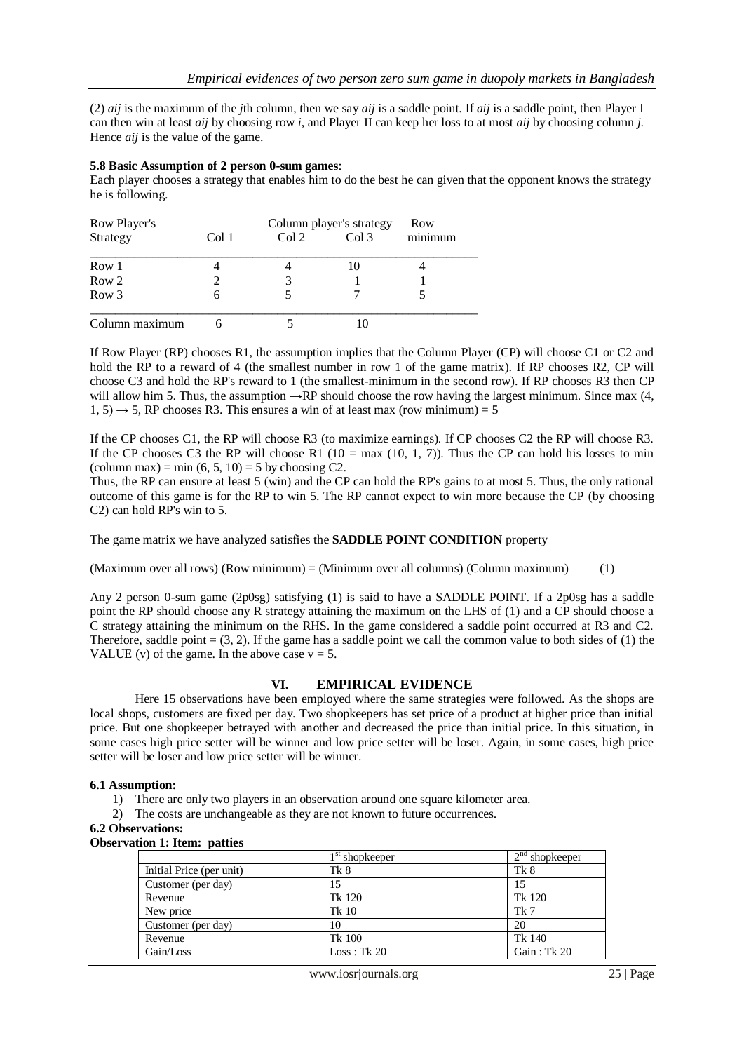(2) $a_{ij}$ is the maximum of the $j$th column, then we say $a_{ij}$ is a saddle point. If $a_{ij}$ is a saddle point, then Player I can then win at least $a_{ij}$ by choosing row $i$, and Player II can keep her loss to at most $a_{ij}$ by choosing column $j$. Hence $a_{ij}$ is the value of the game.

**5.8 Basic Assumption of 2 person 0-sum games**:

Each player chooses a strategy that enables him to do the best he can given that the opponent knows the strategy he is following.

| Row Player's Strategy | Col 1 | Col 2 | Col 3 | Row minimum |
|---|---|---|---|---|
| Row 1 | 4 | 4 | 10 | 4 |
| Row 2 | 2 | 3 | 1 | 1 |
| Row 3 | 6 | 5 | 7 | 5 |
| Column maximum | 6 | 5 | 10 | |

(Column player's strategy: Col 1, Col 2, Col 3)

If Row Player (RP) chooses R1, the assumption implies that the Column Player (CP) will choose C1 or C2 and hold the RP to a reward of 4 (the smallest number in row 1 of the game matrix). If RP chooses R2, CP will choose C3 and hold the RP's reward to 1 (the smallest-minimum in the second row). If RP chooses R3 then CP will allow him 5. Thus, the assumption →RP should choose the row having the largest minimum. Since max (4, 1, 5) → 5, RP chooses R3. This ensures a win of at least max (row minimum) = 5

If the CP chooses C1, the RP will choose R3 (to maximize earnings). If CP chooses C2 the RP will choose R3. If the CP chooses C3 the RP will choose R1 (10 = max (10, 1, 7)). Thus the CP can hold his losses to min (column max) = min (6, 5, 10) = 5 by choosing C2.

Thus, the RP can ensure at least 5 (win) and the CP can hold the RP's gains to at most 5. Thus, the only rational outcome of this game is for the RP to win 5. The RP cannot expect to win more because the CP (by choosing C2) can hold RP's win to 5.

The game matrix we have analyzed satisfies the **SADDLE POINT CONDITION** property

$$\text{(Maximum over all rows) (Row minimum)} = \text{(Minimum over all columns) (Column maximum)} \qquad (1)$$

Any 2 person 0-sum game (2p0sg) satisfying (1) is said to have a SADDLE POINT. If a 2p0sg has a saddle point the RP should choose any R strategy attaining the maximum on the LHS of (1) and a CP should choose a C strategy attaining the minimum on the RHS. In the game considered a saddle point occurred at R3 and C2. Therefore, saddle point = (3, 2). If the game has a saddle point we call the common value to both sides of (1) the VALUE (v) of the game. In the above case v = 5.

## VI. EMPIRICAL EVIDENCE

Here 15 observations have been employed where the same strategies were followed. As the shops are local shops, customers are fixed per day. Two shopkeepers has set price of a product at higher price than initial price. But one shopkeeper betrayed with another and decreased the price than initial price. In this situation, in some cases high price setter will be winner and low price setter will be loser. Again, in some cases, high price setter will be loser and low price setter will be winner.

**6.1 Assumption:**

1) There are only two players in an observation around one square kilometer area.
2) The costs are unchangeable as they are not known to future occurrences.

**6.2 Observations:**

**Observation 1: Item: patties**

| | 1st shopkeeper | 2nd shopkeeper |
|---|---|---|
| Initial Price (per unit) | Tk 8 | Tk 8 |
| Customer (per day) | 15 | 15 |
| Revenue | Tk 120 | Tk 120 |
| New price | Tk 10 | Tk 7 |
| Customer (per day) | 10 | 20 |
| Revenue | Tk 100 | Tk 140 |
| Gain/Loss | Loss : Tk 20 | Gain : Tk 20 |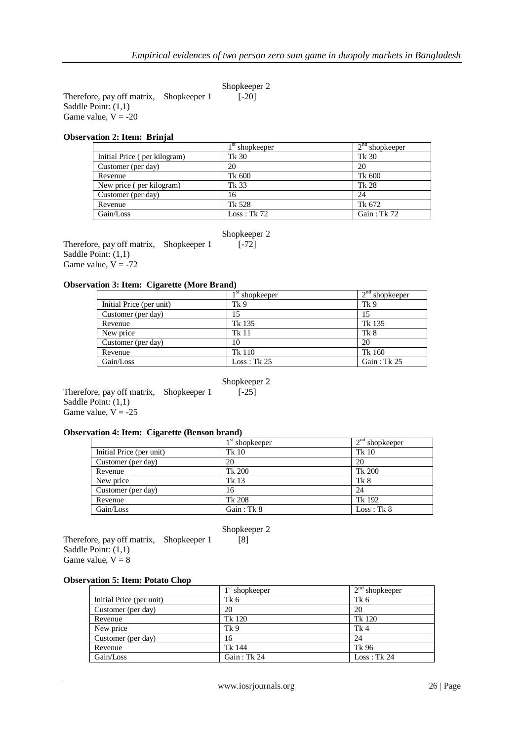Shopkeeper 2

Therefore, pay off matrix, Shopkeeper 1 [-20]

Saddle Point: (1,1)

Game value, V = -20

**Observation 2: Item: Brinjal**

| | 1st shopkeeper | 2nd shopkeeper |
|---|---|---|
| Initial Price ( per kilogram) | Tk 30 | Tk 30 |
| Customer (per day) | 20 | 20 |
| Revenue | Tk 600 | Tk 600 |
| New price ( per kilogram) | Tk 33 | Tk 28 |
| Customer (per day) | 16 | 24 |
| Revenue | Tk 528 | Tk 672 |
| Gain/Loss | Loss : Tk 72 | Gain : Tk 72 |

Shopkeeper 2

Therefore, pay off matrix, Shopkeeper 1 [-72]

Saddle Point: (1,1)

Game value, V = -72

**Observation 3: Item: Cigarette (More Brand)**

| | 1st shopkeeper | 2nd shopkeeper |
|---|---|---|
| Initial Price (per unit) | Tk 9 | Tk 9 |
| Customer (per day) | 15 | 15 |
| Revenue | Tk 135 | Tk 135 |
| New price | Tk 11 | Tk 8 |
| Customer (per day) | 10 | 20 |
| Revenue | Tk 110 | Tk 160 |
| Gain/Loss | Loss : Tk 25 | Gain : Tk 25 |

Shopkeeper 2

Therefore, pay off matrix, Shopkeeper 1 [-25]

Saddle Point: (1,1)

Game value, V = -25

**Observation 4: Item: Cigarette (Benson brand)**

| | 1st shopkeeper | 2nd shopkeeper |
|---|---|---|
| Initial Price (per unit) | Tk 10 | Tk 10 |
| Customer (per day) | 20 | 20 |
| Revenue | Tk 200 | Tk 200 |
| New price | Tk 13 | Tk 8 |
| Customer (per day) | 16 | 24 |
| Revenue | Tk 208 | Tk 192 |
| Gain/Loss | Gain : Tk 8 | Loss : Tk 8 |

Shopkeeper 2

Therefore, pay off matrix, Shopkeeper 1 [8]

Saddle Point: (1,1)

Game value, V = 8

**Observation 5: Item: Potato Chop**

| | 1st shopkeeper | 2nd shopkeeper |
|---|---|---|
| Initial Price (per unit) | Tk 6 | Tk 6 |
| Customer (per day) | 20 | 20 |
| Revenue | Tk 120 | Tk 120 |
| New price | Tk 9 | Tk 4 |
| Customer (per day) | 16 | 24 |
| Revenue | Tk 144 | Tk 96 |
| Gain/Loss | Gain : Tk 24 | Loss : Tk 24 |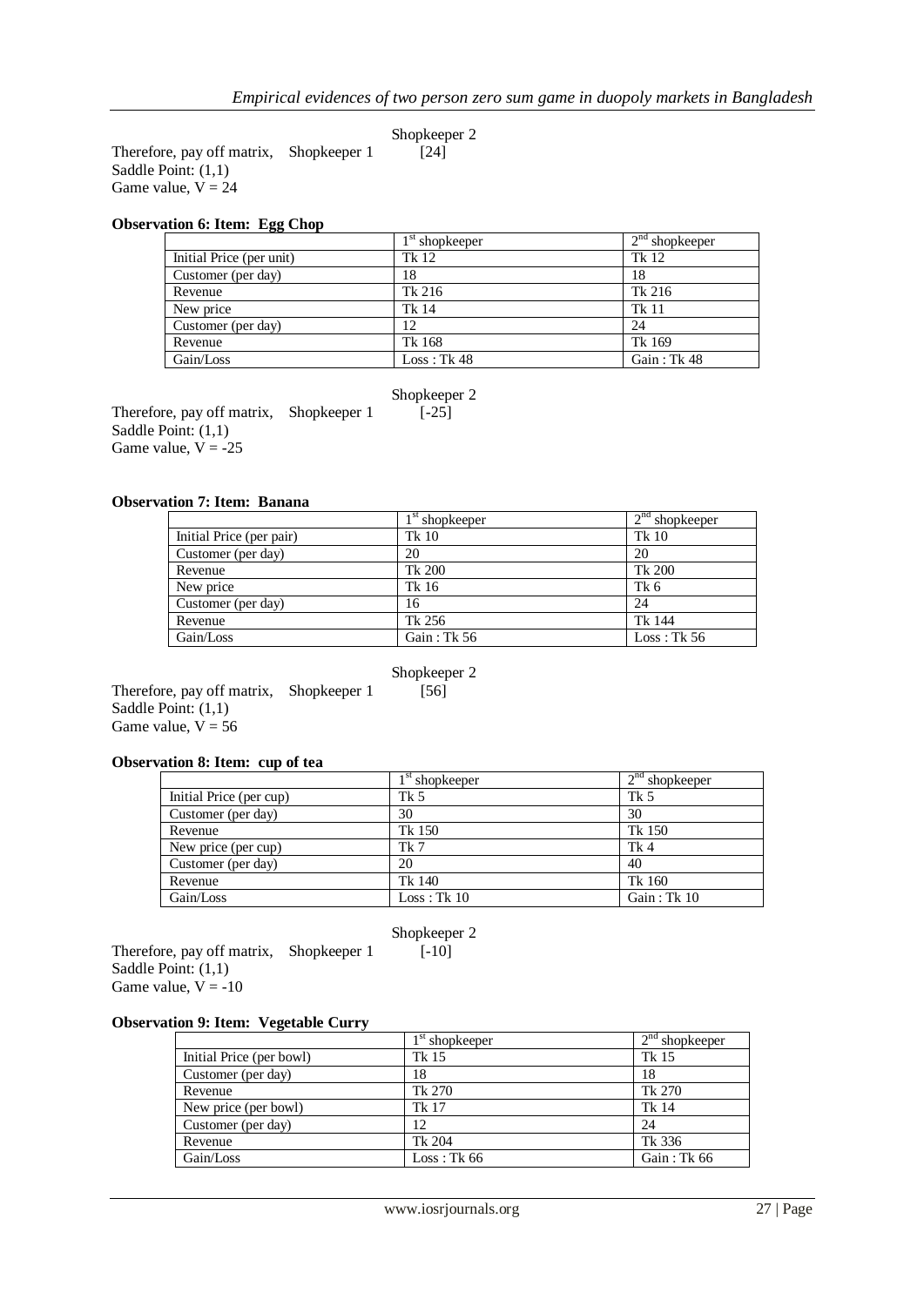Therefore, pay off matrix, Shopkeeper 1 &nbsp;&nbsp; Shopkeeper 2 [24]

Saddle Point: (1,1)

Game value, V = 24

**Observation 6: Item: Egg Chop**

| | 1st shopkeeper | 2nd shopkeeper |
|---|---|---|
| Initial Price (per unit) | Tk 12 | Tk 12 |
| Customer (per day) | 18 | 18 |
| Revenue | Tk 216 | Tk 216 |
| New price | Tk 14 | Tk 11 |
| Customer (per day) | 12 | 24 |
| Revenue | Tk 168 | Tk 169 |
| Gain/Loss | Loss : Tk 48 | Gain : Tk 48 |

Therefore, pay off matrix, Shopkeeper 1 &nbsp;&nbsp; Shopkeeper 2 [-25]

Saddle Point: (1,1)

Game value, V = -25

**Observation 7: Item: Banana**

| | 1st shopkeeper | 2nd shopkeeper |
|---|---|---|
| Initial Price (per pair) | Tk 10 | Tk 10 |
| Customer (per day) | 20 | 20 |
| Revenue | Tk 200 | Tk 200 |
| New price | Tk 16 | Tk 6 |
| Customer (per day) | 16 | 24 |
| Revenue | Tk 256 | Tk 144 |
| Gain/Loss | Gain : Tk 56 | Loss : Tk 56 |

Therefore, pay off matrix, Shopkeeper 1 &nbsp;&nbsp; Shopkeeper 2 [56]

Saddle Point: (1,1)

Game value, V = 56

**Observation 8: Item: cup of tea**

| | 1st shopkeeper | 2nd shopkeeper |
|---|---|---|
| Initial Price (per cup) | Tk 5 | Tk 5 |
| Customer (per day) | 30 | 30 |
| Revenue | Tk 150 | Tk 150 |
| New price (per cup) | Tk 7 | Tk 4 |
| Customer (per day) | 20 | 40 |
| Revenue | Tk 140 | Tk 160 |
| Gain/Loss | Loss : Tk 10 | Gain : Tk 10 |

Therefore, pay off matrix, Shopkeeper 1 &nbsp;&nbsp; Shopkeeper 2 [-10]

Saddle Point: (1,1)

Game value, V = -10

**Observation 9: Item: Vegetable Curry**

| | 1st shopkeeper | 2nd shopkeeper |
|---|---|---|
| Initial Price (per bowl) | Tk 15 | Tk 15 |
| Customer (per day) | 18 | 18 |
| Revenue | Tk 270 | Tk 270 |
| New price (per bowl) | Tk 17 | Tk 14 |
| Customer (per day) | 12 | 24 |
| Revenue | Tk 204 | Tk 336 |
| Gain/Loss | Loss : Tk 66 | Gain : Tk 66 |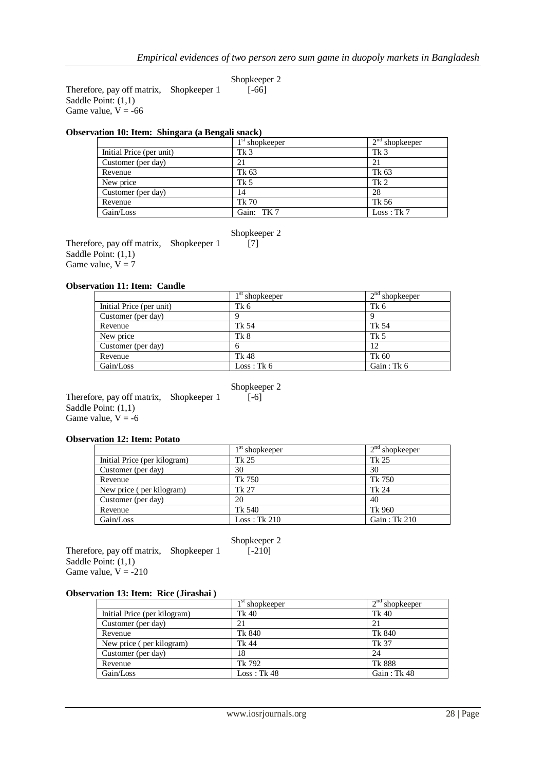Shopkeeper 2

Therefore, pay off matrix, Shopkeeper 1 [-66]

Saddle Point: (1,1)

Game value, V = -66

**Observation 10: Item: Shingara (a Bengali snack)**

| | 1st shopkeeper | 2nd shopkeeper |
|---|---|---|
| Initial Price (per unit) | Tk 3 | Tk 3 |
| Customer (per day) | 21 | 21 |
| Revenue | Tk 63 | Tk 63 |
| New price | Tk 5 | Tk 2 |
| Customer (per day) | 14 | 28 |
| Revenue | Tk 70 | Tk 56 |
| Gain/Loss | Gain: TK 7 | Loss : Tk 7 |

Shopkeeper 2

Therefore, pay off matrix, Shopkeeper 1 [7]

Saddle Point: (1,1)

Game value, V = 7

**Observation 11: Item: Candle**

| | 1st shopkeeper | 2nd shopkeeper |
|---|---|---|
| Initial Price (per unit) | Tk 6 | Tk 6 |
| Customer (per day) | 9 | 9 |
| Revenue | Tk 54 | Tk 54 |
| New price | Tk 8 | Tk 5 |
| Customer (per day) | 6 | 12 |
| Revenue | Tk 48 | Tk 60 |
| Gain/Loss | Loss : Tk 6 | Gain : Tk 6 |

Shopkeeper 2

Therefore, pay off matrix, Shopkeeper 1 [-6]

Saddle Point: (1,1)

Game value, V = -6

**Observation 12: Item: Potato**

| | 1st shopkeeper | 2nd shopkeeper |
|---|---|---|
| Initial Price (per kilogram) | Tk 25 | Tk 25 |
| Customer (per day) | 30 | 30 |
| Revenue | Tk 750 | Tk 750 |
| New price ( per kilogram) | Tk 27 | Tk 24 |
| Customer (per day) | 20 | 40 |
| Revenue | Tk 540 | Tk 960 |
| Gain/Loss | Loss : Tk 210 | Gain : Tk 210 |

Shopkeeper 2

Therefore, pay off matrix, Shopkeeper 1 [-210]

Saddle Point: (1,1)

Game value, V = -210

**Observation 13: Item: Rice (Jirashai )**

| | 1st shopkeeper | 2nd shopkeeper |
|---|---|---|
| Initial Price (per kilogram) | Tk 40 | Tk 40 |
| Customer (per day) | 21 | 21 |
| Revenue | Tk 840 | Tk 840 |
| New price ( per kilogram) | Tk 44 | Tk 37 |
| Customer (per day) | 18 | 24 |
| Revenue | Tk 792 | Tk 888 |
| Gain/Loss | Loss : Tk 48 | Gain : Tk 48 |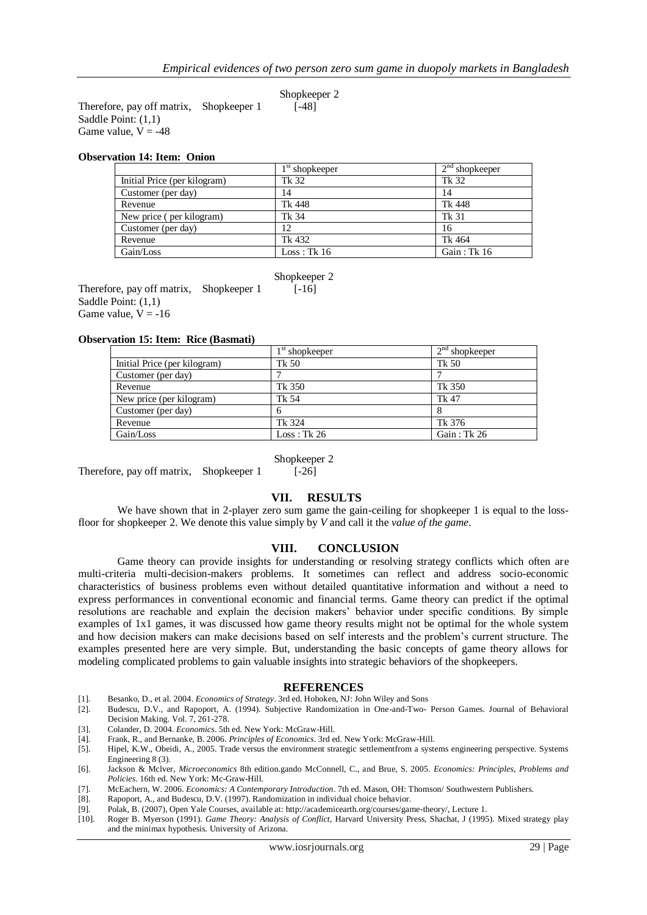Shopkeeper 2

Therefore, pay off matrix, Shopkeeper 1 [-48]

Saddle Point: (1,1)

Game value, V = -48

**Observation 14: Item: Onion**

| | 1st shopkeeper | 2nd shopkeeper |
|---|---|---|
| Initial Price (per kilogram) | Tk 32 | Tk 32 |
| Customer (per day) | 14 | 14 |
| Revenue | Tk 448 | Tk 448 |
| New price ( per kilogram) | Tk 34 | Tk 31 |
| Customer (per day) | 12 | 16 |
| Revenue | Tk 432 | Tk 464 |
| Gain/Loss | Loss : Tk 16 | Gain : Tk 16 |

Shopkeeper 2

Therefore, pay off matrix, Shopkeeper 1 [-16]

Saddle Point: (1,1)

Game value, V = -16

**Observation 15: Item: Rice (Basmati)**

| | 1st shopkeeper | 2nd shopkeeper |
|---|---|---|
| Initial Price (per kilogram) | Tk 50 | Tk 50 |
| Customer (per day) | 7 | 7 |
| Revenue | Tk 350 | Tk 350 |
| New price (per kilogram) | Tk 54 | Tk 47 |
| Customer (per day) | 6 | 8 |
| Revenue | Tk 324 | Tk 376 |
| Gain/Loss | Loss : Tk 26 | Gain : Tk 26 |

Shopkeeper 2

Therefore, pay off matrix, Shopkeeper 1 [-26]

## VII. RESULTS

We have shown that in 2-player zero sum game the gain-ceiling for shopkeeper 1 is equal to the loss-floor for shopkeeper 2. We denote this value simply by *V* and call it the *value of the game*.

## VIII. CONCLUSION

Game theory can provide insights for understanding or resolving strategy conflicts which often are multi-criteria multi-decision-makers problems. It sometimes can reflect and address socio-economic characteristics of business problems even without detailed quantitative information and without a need to express performances in conventional economic and financial terms. Game theory can predict if the optimal resolutions are reachable and explain the decision makers' behavior under specific conditions. By simple examples of 1x1 games, it was discussed how game theory results might not be optimal for the whole system and how decision makers can make decisions based on self interests and the problem's current structure. The examples presented here are very simple. But, understanding the basic concepts of game theory allows for modeling complicated problems to gain valuable insights into strategic behaviors of the shopkeepers.

## REFERENCES

[1]. Besanko, D., et al. 2004. *Economics of Strategy*. 3rd ed. Hoboken, NJ: John Wiley and Sons

[2]. Budescu, D.V., and Rapoport, A. (1994). Subjective Randomization in One-and-Two- Person Games. Journal of Behavioral Decision Making. Vol. 7, 261-278.

[3]. Colander, D. 2004. *Economics*. 5th ed. New York: McGraw-Hill.

[4]. Frank, R., and Bernanke, B. 2006. *Principles of Economics*. 3rd ed. New York: McGraw-Hill.

[5]. Hipel, K.W., Obeidi, A., 2005. Trade versus the environment strategic settlementfrom a systems engineering perspective. Systems Engineering 8 (3).

[6]. Jackson & Mclver, *Microeconomics* 8th edition.gando McConnell, C., and Brue, S. 2005. *Economics: Principles, Problems and Policies*. 16th ed. New York: Mc-Graw-Hill.

[7]. McEachern, W. 2006. *Economics: A Contemporary Introduction*. 7th ed. Mason, OH: Thomson/ Southwestern Publishers.

[8]. Rapoport, A., and Budescu, D.V. (1997). Randomization in individual choice behavior.

[9]. Polak, B. (2007), Open Yale Courses, available at: http://academicearth.org/courses/game-theory/, Lecture 1.

[10]. Roger B. Myerson (1991). *Game Theory: Analysis of Conflict,* Harvard University Press, Shachat, J (1995). Mixed strategy play and the minimax hypothesis. University of Arizona.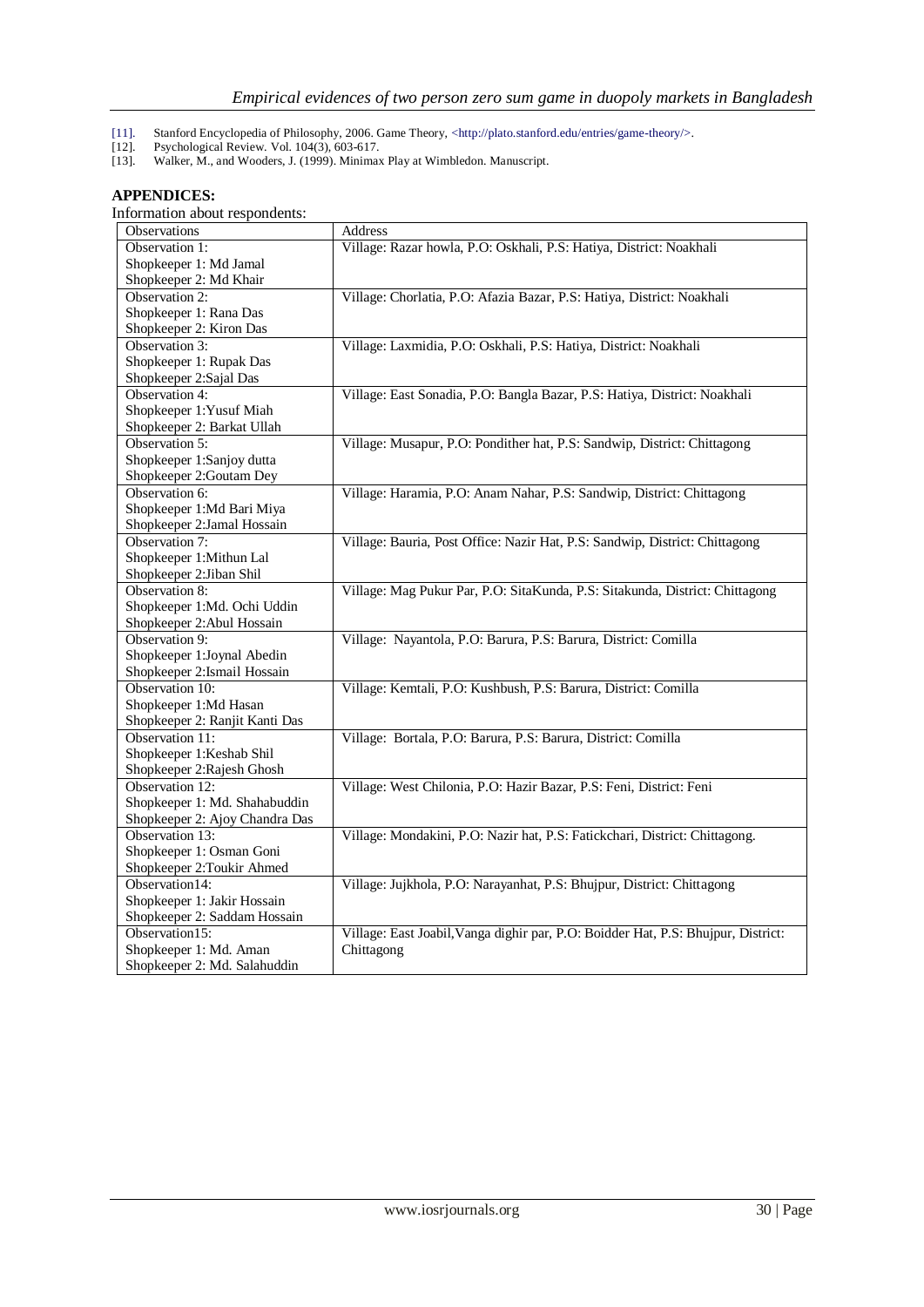[11]. Stanford Encyclopedia of Philosophy, 2006. Game Theory, <http://plato.stanford.edu/entries/game-theory/>.
[12]. Psychological Review. Vol. 104(3), 603-617.
[13]. Walker, M., and Wooders, J. (1999). Minimax Play at Wimbledon. Manuscript.

## APPENDICES:

Information about respondents:

| Observations | Address |
|---|---|
| Observation 1:<br>Shopkeeper 1: Md Jamal<br>Shopkeeper 2: Md Khair | Village: Razar howla, P.O: Oskhali, P.S: Hatiya, District: Noakhali |
| Observation 2:<br>Shopkeeper 1: Rana Das<br>Shopkeeper 2: Kiron Das | Village: Chorlatia, P.O: Afazia Bazar, P.S: Hatiya, District: Noakhali |
| Observation 3:<br>Shopkeeper 1: Rupak Das<br>Shopkeeper 2:Sajal Das | Village: Laxmidia, P.O: Oskhali, P.S: Hatiya, District: Noakhali |
| Observation 4:<br>Shopkeeper 1:Yusuf Miah<br>Shopkeeper 2: Barkat Ullah | Village: East Sonadia, P.O: Bangla Bazar, P.S: Hatiya, District: Noakhali |
| Observation 5:<br>Shopkeeper 1:Sanjoy dutta<br>Shopkeeper 2:Goutam Dey | Village: Musapur, P.O: Pondither hat, P.S: Sandwip, District: Chittagong |
| Observation 6:<br>Shopkeeper 1:Md Bari Miya<br>Shopkeeper 2:Jamal Hossain | Village: Haramia, P.O: Anam Nahar, P.S: Sandwip, District: Chittagong |
| Observation 7:<br>Shopkeeper 1:Mithun Lal<br>Shopkeeper 2:Jiban Shil | Village: Bauria, Post Office: Nazir Hat, P.S: Sandwip, District: Chittagong |
| Observation 8:<br>Shopkeeper 1:Md. Ochi Uddin<br>Shopkeeper 2:Abul Hossain | Village: Mag Pukur Par, P.O: SitaKunda, P.S: Sitakunda, District: Chittagong |
| Observation 9:<br>Shopkeeper 1:Joynal Abedin<br>Shopkeeper 2:Ismail Hossain | Village: Nayantola, P.O: Barura, P.S: Barura, District: Comilla |
| Observation 10:<br>Shopkeeper 1:Md Hasan<br>Shopkeeper 2: Ranjit Kanti Das | Village: Kemtali, P.O: Kushbush, P.S: Barura, District: Comilla |
| Observation 11:<br>Shopkeeper 1:Keshab Shil<br>Shopkeeper 2:Rajesh Ghosh | Village: Bortala, P.O: Barura, P.S: Barura, District: Comilla |
| Observation 12:<br>Shopkeeper 1: Md. Shahabuddin<br>Shopkeeper 2: Ajoy Chandra Das | Village: West Chilonia, P.O: Hazir Bazar, P.S: Feni, District: Feni |
| Observation 13:<br>Shopkeeper 1: Osman Goni<br>Shopkeeper 2:Toukir Ahmed | Village: Mondakini, P.O: Nazir hat, P.S: Fatickchari, District: Chittagong. |
| Observation14:<br>Shopkeeper 1: Jakir Hossain<br>Shopkeeper 2: Saddam Hossain | Village: Jujkhola, P.O: Narayanhat, P.S: Bhujpur, District: Chittagong |
| Observation15:<br>Shopkeeper 1: Md. Aman<br>Shopkeeper 2: Md. Salahuddin | Village: East Joabil,Vanga dighir par, P.O: Boidder Hat, P.S: Bhujpur, District: Chittagong |